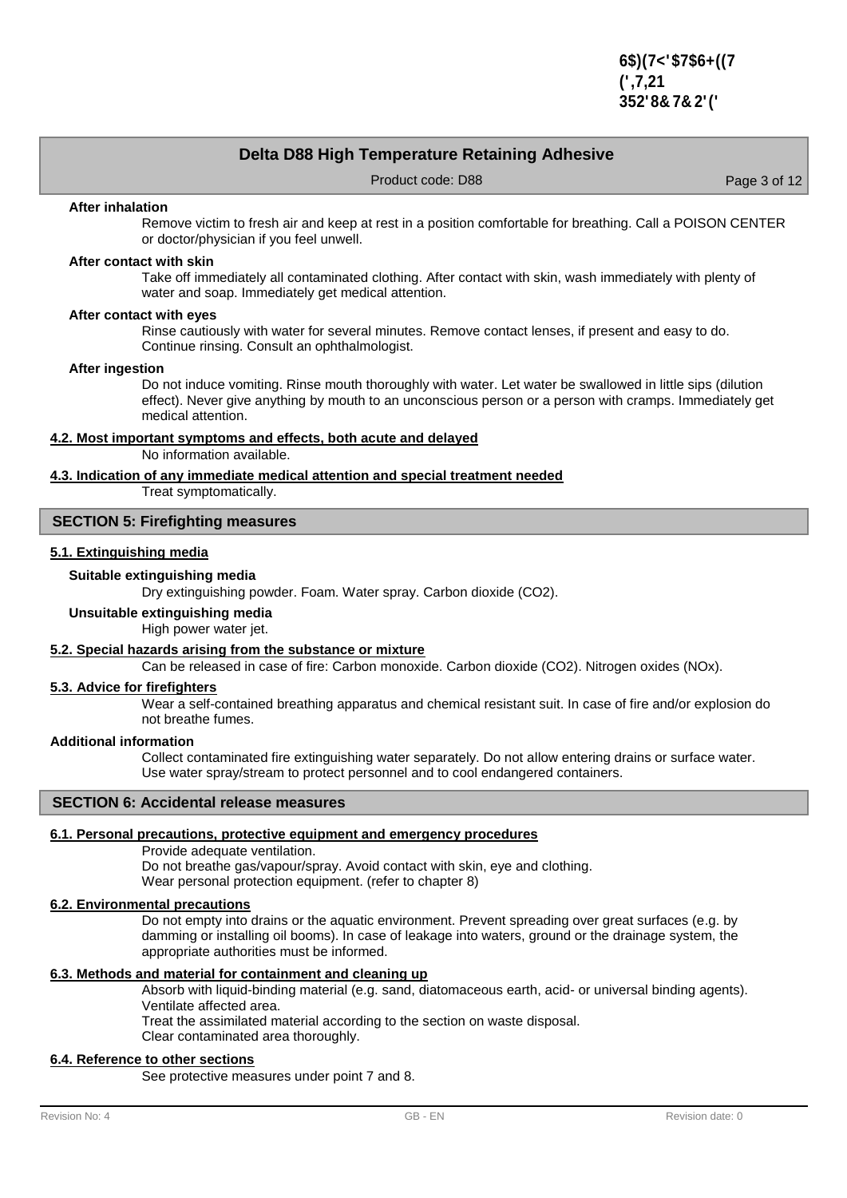#### After inhalation

Remove victim to fresh air and keep at rest in a position comfortable for breathing. Call a POISON CENTER or doctor/physician if you feel unwell.

#### After contact with skin

Take off immediately all contaminated clothing. After contact with skin, wash immediately with plenty of water and soap. Immediately get medical attention.

#### After contact with eyes

Rinse cautiously with water for several minutes. Remove contact lenses, if present and easy to do. Continue rinsing. Consult an ophthalmologist.

#### After ingestion

Do not induce vomiting. Rinse mouth thoroughly with water. Let water be swallowed in little sips (dilution effect). Never give anything by mouth to an unconscious person or a person with cramps. Immediately get medical attention.

### 4.2. Most important symptoms and effects, both acute and delayed

No information available.

### 4.3. Indication of any immediate medical attention and special treatment needed

Treat symptomatically.

## SECTION 5: Firefighting measures

### 5.1. Extinguishing media

#### Suitable extinguishing media

Dry extinguishing powder. Foam. Water spray. Carbon dioxide ($CO_2$).

#### Unsuitable extinguishing media

High power water jet.

### 5.2. Special hazards arising from the substance or mixture

Can be released in case of fire: Carbon monoxide. Carbon dioxide ($CO_2$). Nitrogen oxides ($NO_x$).

### 5.3. Advice for firefighters

Wear a self-contained breathing apparatus and chemical resistant suit. In case of fire and/or explosion do not breathe fumes.

#### Additional information

Collect contaminated fire extinguishing water separately. Do not allow entering drains or surface water. Use water spray/stream to protect personnel and to cool endangered containers.

## SECTION 6: Accidental release measures

### 6.1. Personal precautions, protective equipment and emergency procedures

Provide adequate ventilation.
Do not breathe gas/vapour/spray. Avoid contact with skin, eye and clothing.
Wear personal protection equipment. (refer to chapter 8)

### 6.2. Environmental precautions

Do not empty into drains or the aquatic environment. Prevent spreading over great surfaces (e.g. by damming or installing oil booms). In case of leakage into waters, ground or the drainage system, the appropriate authorities must be informed.

### 6.3. Methods and material for containment and cleaning up

Absorb with liquid-binding material (e.g. sand, diatomaceous earth, acid- or universal binding agents).
Ventilate affected area.
Treat the assimilated material according to the section on waste disposal.
Clear contaminated area thoroughly.

### 6.4. Reference to other sections

See protective measures under point 7 and 8.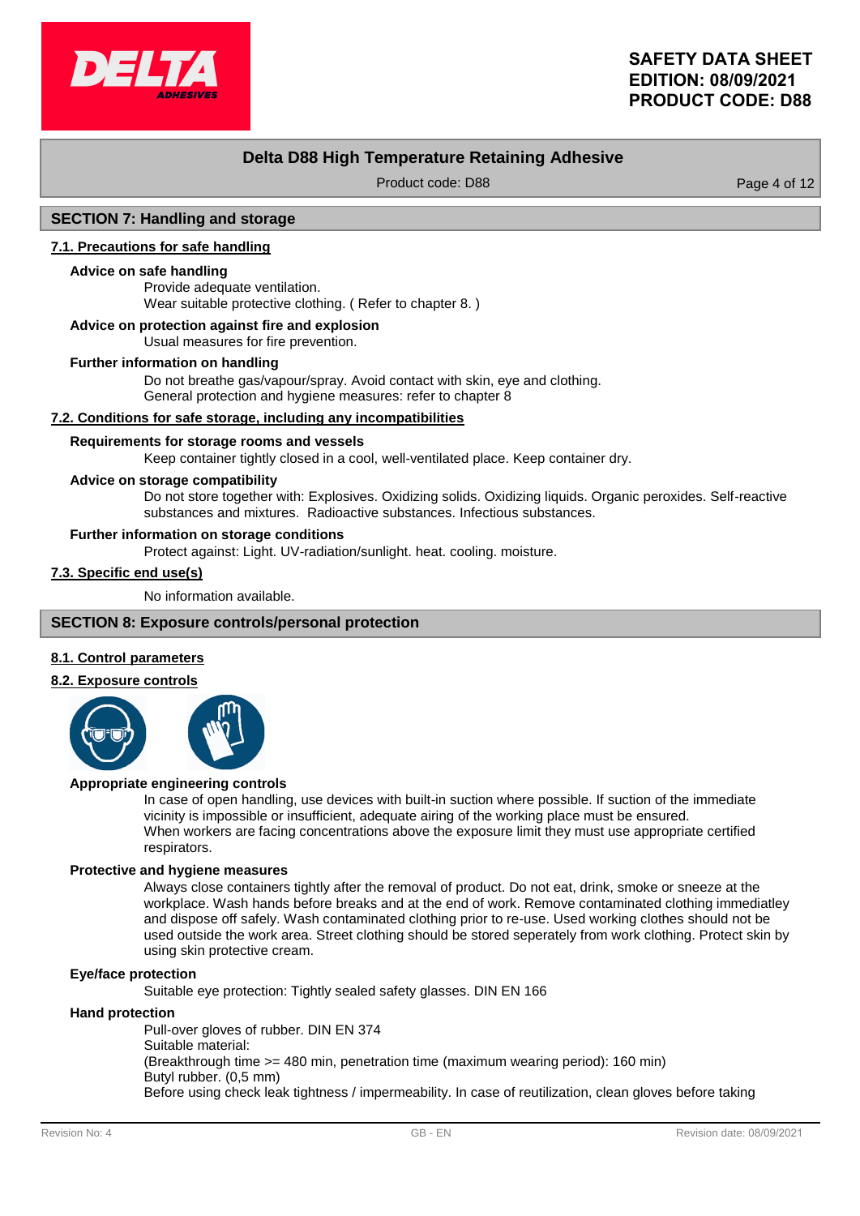## SECTION 7: Handling and storage

### 7.1. Precautions for safe handling

**Advice on safe handling**

Provide adequate ventilation.
Wear suitable protective clothing. ( Refer to chapter 8. )

**Advice on protection against fire and explosion**

Usual measures for fire prevention.

**Further information on handling**

Do not breathe gas/vapour/spray. Avoid contact with skin, eye and clothing.
General protection and hygiene measures: refer to chapter 8

### 7.2. Conditions for safe storage, including any incompatibilities

**Requirements for storage rooms and vessels**

Keep container tightly closed in a cool, well-ventilated place. Keep container dry.

**Advice on storage compatibility**

Do not store together with: Explosives. Oxidizing solids. Oxidizing liquids. Organic peroxides. Self-reactive substances and mixtures. Radioactive substances. Infectious substances.

**Further information on storage conditions**

Protect against: Light. UV-radiation/sunlight. heat. cooling. moisture.

### 7.3. Specific end use(s)

No information available.

## SECTION 8: Exposure controls/personal protection

### 8.1. Control parameters

### 8.2. Exposure controls

**Appropriate engineering controls**

In case of open handling, use devices with built-in suction where possible. If suction of the immediate vicinity is impossible or insufficient, adequate airing of the working place must be ensured.
When workers are facing concentrations above the exposure limit they must use appropriate certified respirators.

**Protective and hygiene measures**

Always close containers tightly after the removal of product. Do not eat, drink, smoke or sneeze at the workplace. Wash hands before breaks and at the end of work. Remove contaminated clothing immediatley and dispose off safely. Wash contaminated clothing prior to re-use. Used working clothes should not be used outside the work area. Street clothing should be stored seperately from work clothing. Protect skin by using skin protective cream.

**Eye/face protection**

Suitable eye protection: Tightly sealed safety glasses. DIN EN 166

**Hand protection**

Pull-over gloves of rubber. DIN EN 374
Suitable material:
(Breakthrough time >= 480 min, penetration time (maximum wearing period): 160 min)
Butyl rubber. (0,5 mm)
Before using check leak tightness / impermeability. In case of reutilization, clean gloves before taking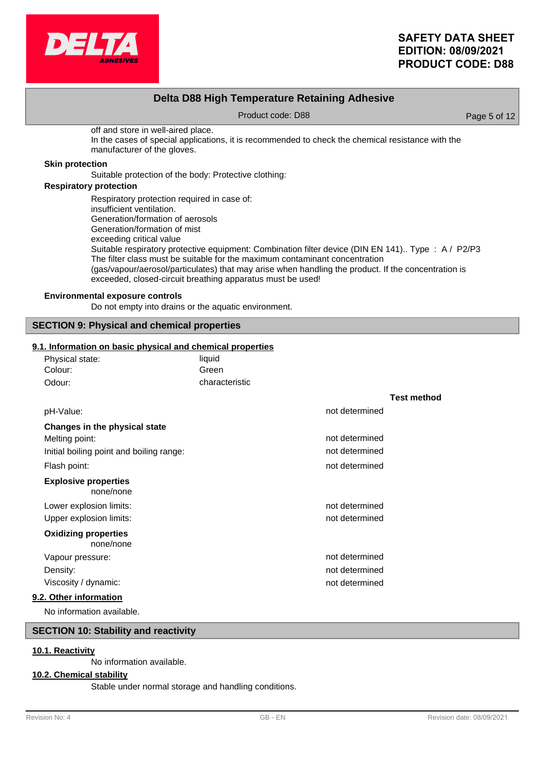off and store in well-aired place.
In the cases of special applications, it is recommended to check the chemical resistance with the manufacturer of the gloves.

**Skin protection**

Suitable protection of the body: Protective clothing:

**Respiratory protection**

Respiratory protection required in case of:
insufficient ventilation.
Generation/formation of aerosols
Generation/formation of mist
exceeding critical value
Suitable respiratory protective equipment: Combination filter device (DIN EN 141).. Type : A / P2/P3
The filter class must be suitable for the maximum contaminant concentration (gas/vapour/aerosol/particulates) that may arise when handling the product. If the concentration is exceeded, closed-circuit breathing apparatus must be used!

**Environmental exposure controls**

Do not empty into drains or the aquatic environment.

## SECTION 9: Physical and chemical properties

### 9.1. Information on basic physical and chemical properties

| | |
|---|---|
| Physical state: | liquid |
| Colour: | Green |
| Odour: | characteristic |

| | | Test method |
|---|---|---|
| pH-Value: | not determined | |
| **Changes in the physical state** | | |
| Melting point: | not determined | |
| Initial boiling point and boiling range: | not determined | |
| Flash point: | not determined | |
| **Explosive properties** | | |
| none/none | | |
| Lower explosion limits: | not determined | |
| Upper explosion limits: | not determined | |
| **Oxidizing properties** | | |
| none/none | | |
| Vapour pressure: | not determined | |
| Density: | not determined | |
| Viscosity / dynamic: | not determined | |

### 9.2. Other information

No information available.

## SECTION 10: Stability and reactivity

### 10.1. Reactivity

No information available.

### 10.2. Chemical stability

Stable under normal storage and handling conditions.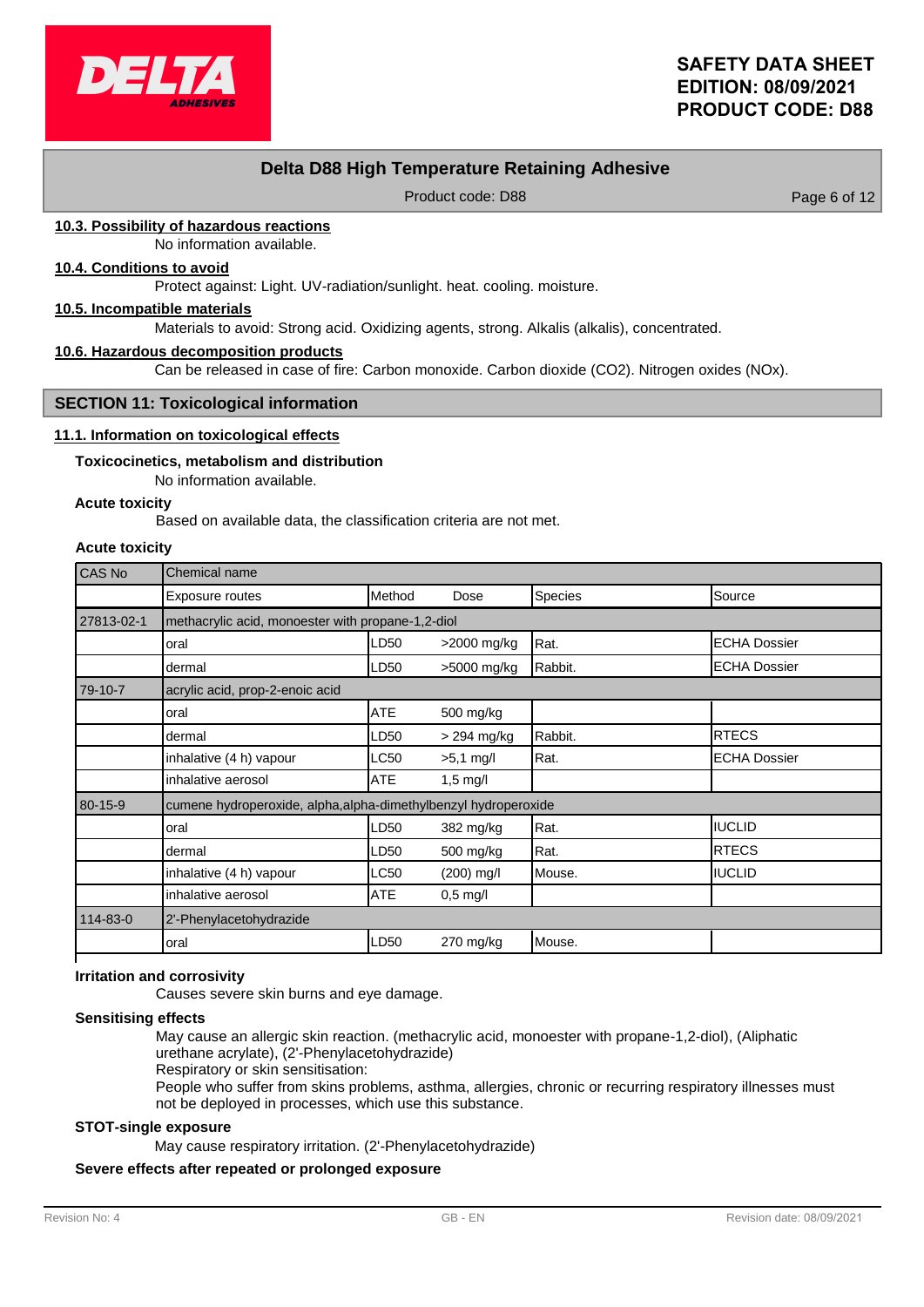#### 10.3. Possibility of hazardous reactions

No information available.

#### 10.4. Conditions to avoid

Protect against: Light. UV-radiation/sunlight. heat. cooling. moisture.

#### 10.5. Incompatible materials

Materials to avoid: Strong acid. Oxidizing agents, strong. Alkalis (alkalis), concentrated.

#### 10.6. Hazardous decomposition products

Can be released in case of fire: Carbon monoxide. Carbon dioxide ($CO_2$). Nitrogen oxides (NOx).

## SECTION 11: Toxicological information

#### 11.1. Information on toxicological effects

**Toxicocinetics, metabolism and distribution**

No information available.

**Acute toxicity**

Based on available data, the classification criteria are not met.

**Acute toxicity**

| CAS No | Chemical name | | | | |
|---|---|---|---|---|---|
| | Exposure routes | Method | Dose | Species | Source |
| 27813-02-1 | methacrylic acid, monoester with propane-1,2-diol | | | | |
| | oral | LD50 | >2000 mg/kg | Rat. | ECHA Dossier |
| | dermal | LD50 | >5000 mg/kg | Rabbit. | ECHA Dossier |
| 79-10-7 | acrylic acid, prop-2-enoic acid | | | | |
| | oral | ATE | 500 mg/kg | | |
| | dermal | LD50 | > 294 mg/kg | Rabbit. | RTECS |
| | inhalative (4 h) vapour | LC50 | >5,1 mg/l | Rat. | ECHA Dossier |
| | inhalative aerosol | ATE | 1,5 mg/l | | |
| 80-15-9 | cumene hydroperoxide, alpha,alpha-dimethylbenzyl hydroperoxide | | | | |
| | oral | LD50 | 382 mg/kg | Rat. | IUCLID |
| | dermal | LD50 | 500 mg/kg | Rat. | RTECS |
| | inhalative (4 h) vapour | LC50 | (200) mg/l | Mouse. | IUCLID |
| | inhalative aerosol | ATE | 0,5 mg/l | | |
| 114-83-0 | 2'-Phenylacetohydrazide | | | | |
| | oral | LD50 | 270 mg/kg | Mouse. | |

**Irritation and corrosivity**

Causes severe skin burns and eye damage.

**Sensitising effects**

May cause an allergic skin reaction. (methacrylic acid, monoester with propane-1,2-diol), (Aliphatic urethane acrylate), (2'-Phenylacetohydrazide)
Respiratory or skin sensitisation:
People who suffer from skins problems, asthma, allergies, chronic or recurring respiratory illnesses must not be deployed in processes, which use this substance.

**STOT-single exposure**

May cause respiratory irritation. (2'-Phenylacetohydrazide)

**Severe effects after repeated or prolonged exposure**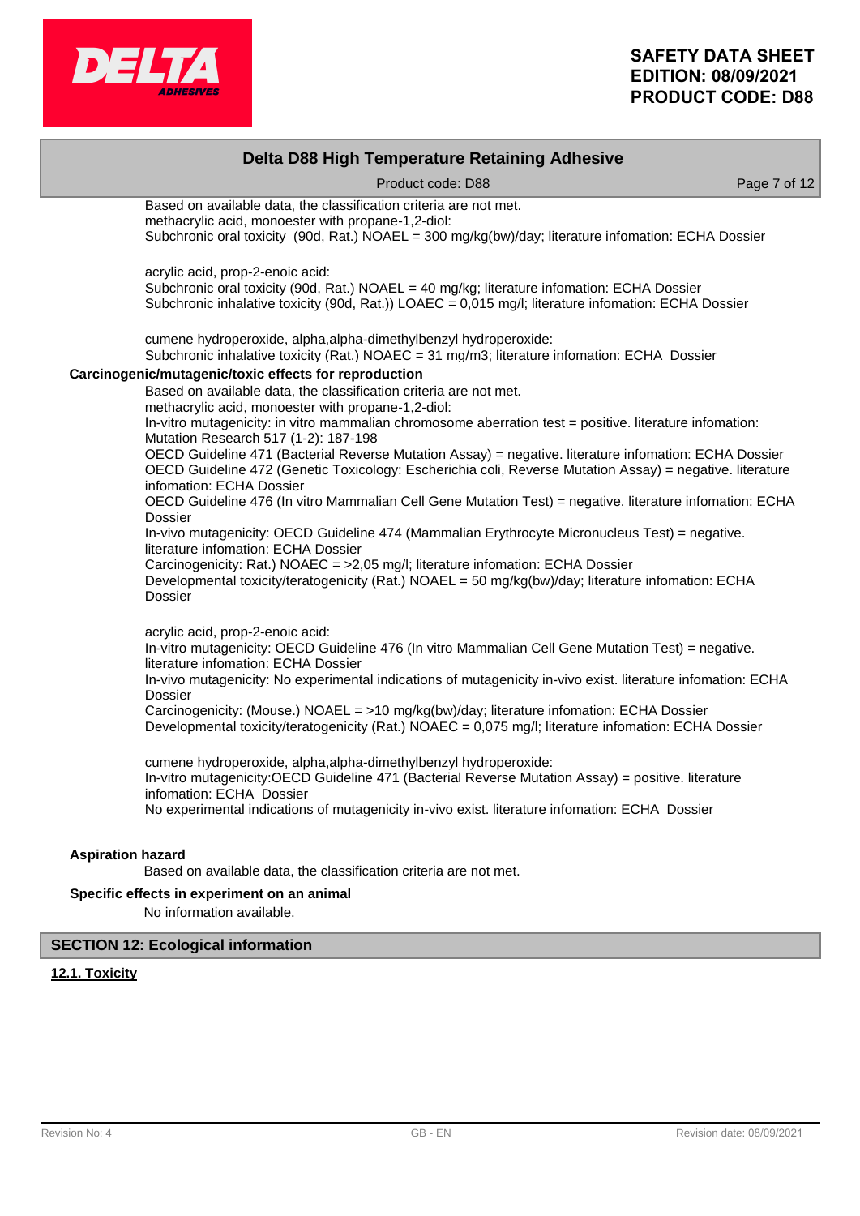Based on available data, the classification criteria are not met.
methacrylic acid, monoester with propane-1,2-diol:
Subchronic oral toxicity (90d, Rat.) NOAEL = 300 mg/kg(bw)/day; literature infomation: ECHA Dossier

acrylic acid, prop-2-enoic acid:
Subchronic oral toxicity (90d, Rat.) NOAEL = 40 mg/kg; literature infomation: ECHA Dossier
Subchronic inhalative toxicity (90d, Rat.)) LOAEC = 0,015 mg/l; literature infomation: ECHA Dossier

cumene hydroperoxide, alpha,alpha-dimethylbenzyl hydroperoxide:
Subchronic inhalative toxicity (Rat.) NOAEC = 31 mg/m3; literature infomation: ECHA Dossier

**Carcinogenic/mutagenic/toxic effects for reproduction**

Based on available data, the classification criteria are not met.
methacrylic acid, monoester with propane-1,2-diol:
In-vitro mutagenicity: in vitro mammalian chromosome aberration test = positive. literature infomation: Mutation Research 517 (1-2): 187-198
OECD Guideline 471 (Bacterial Reverse Mutation Assay) = negative. literature infomation: ECHA Dossier
OECD Guideline 472 (Genetic Toxicology: Escherichia coli, Reverse Mutation Assay) = negative. literature infomation: ECHA Dossier
OECD Guideline 476 (In vitro Mammalian Cell Gene Mutation Test) = negative. literature infomation: ECHA Dossier
In-vivo mutagenicity: OECD Guideline 474 (Mammalian Erythrocyte Micronucleus Test) = negative. literature infomation: ECHA Dossier
Carcinogenicity: Rat.) NOAEC = >2,05 mg/l; literature infomation: ECHA Dossier
Developmental toxicity/teratogenicity (Rat.) NOAEL = 50 mg/kg(bw)/day; literature infomation: ECHA Dossier

acrylic acid, prop-2-enoic acid:
In-vitro mutagenicity: OECD Guideline 476 (In vitro Mammalian Cell Gene Mutation Test) = negative. literature infomation: ECHA Dossier
In-vivo mutagenicity: No experimental indications of mutagenicity in-vivo exist. literature infomation: ECHA Dossier
Carcinogenicity: (Mouse.) NOAEL = >10 mg/kg(bw)/day; literature infomation: ECHA Dossier
Developmental toxicity/teratogenicity (Rat.) NOAEC = 0,075 mg/l; literature infomation: ECHA Dossier

cumene hydroperoxide, alpha,alpha-dimethylbenzyl hydroperoxide:
In-vitro mutagenicity:OECD Guideline 471 (Bacterial Reverse Mutation Assay) = positive. literature infomation: ECHA Dossier
No experimental indications of mutagenicity in-vivo exist. literature infomation: ECHA Dossier

**Aspiration hazard**

Based on available data, the classification criteria are not met.

**Specific effects in experiment on an animal**

No information available.

## SECTION 12: Ecological information

### 12.1. Toxicity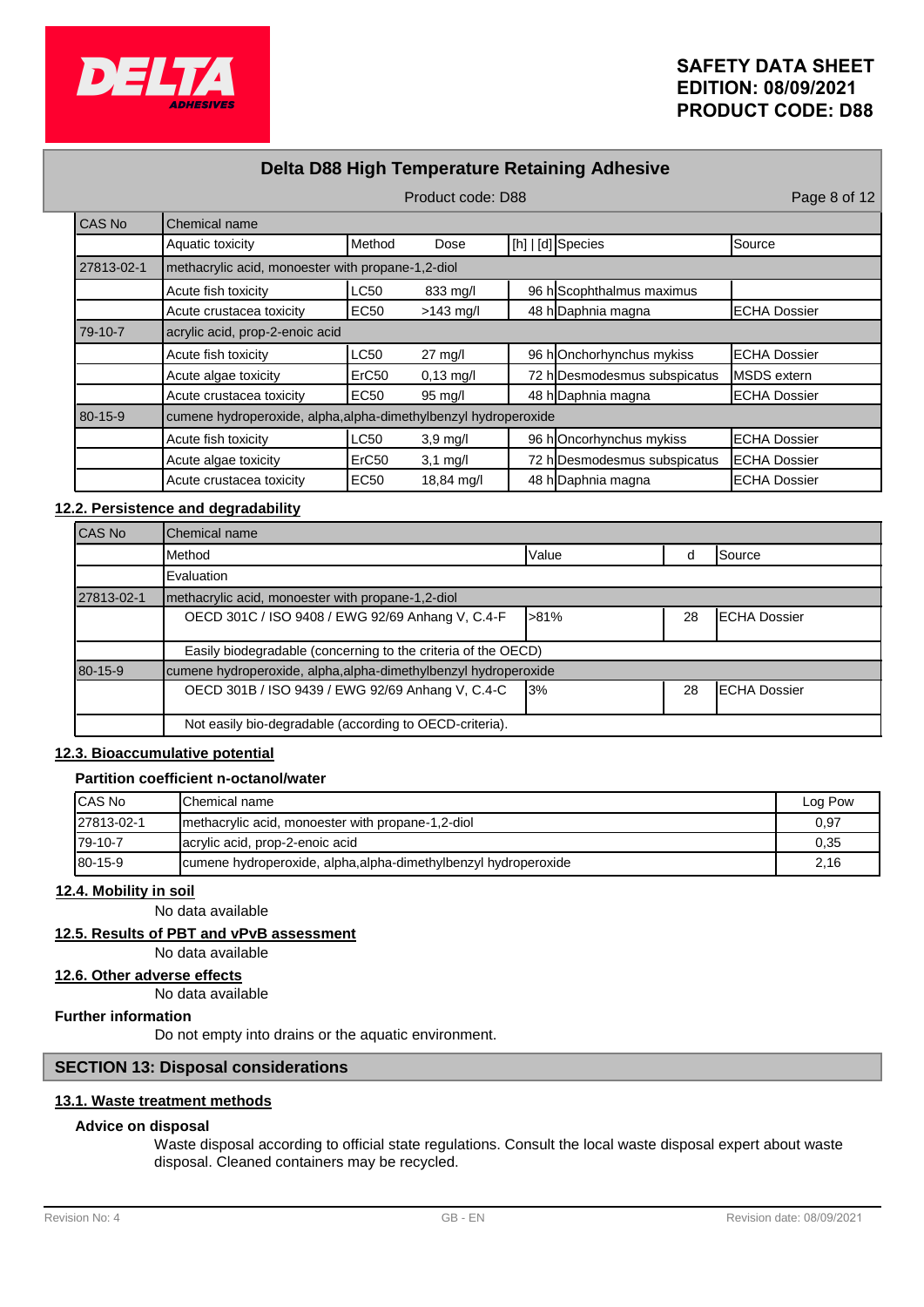| CAS No | Chemical name | | | | | |
|---|---|---|---|---|---|---|
| | Aquatic toxicity | Method | Dose | [h] \| [d] | Species | Source |
| 27813-02-1 | methacrylic acid, monoester with propane-1,2-diol | | | | | |
| | Acute fish toxicity | LC50 | 833 mg/l | 96 h | Scophthalmus maximus | |
| | Acute crustacea toxicity | EC50 | >143 mg/l | 48 h | Daphnia magna | ECHA Dossier |
| 79-10-7 | acrylic acid, prop-2-enoic acid | | | | | |
| | Acute fish toxicity | LC50 | 27 mg/l | 96 h | Onchorhynchus mykiss | ECHA Dossier |
| | Acute algae toxicity | ErC50 | 0,13 mg/l | 72 h | Desmodesmus subspicatus | MSDS extern |
| | Acute crustacea toxicity | EC50 | 95 mg/l | 48 h | Daphnia magna | ECHA Dossier |
| 80-15-9 | cumene hydroperoxide, alpha,alpha-dimethylbenzyl hydroperoxide | | | | | |
| | Acute fish toxicity | LC50 | 3,9 mg/l | 96 h | Oncorhynchus mykiss | ECHA Dossier |
| | Acute algae toxicity | ErC50 | 3,1 mg/l | 72 h | Desmodesmus subspicatus | ECHA Dossier |
| | Acute crustacea toxicity | EC50 | 18,84 mg/l | 48 h | Daphnia magna | ECHA Dossier |

## 12.2. Persistence and degradability

| CAS No | Chemical name | | | |
|---|---|---|---|---|
| | Method | Value | d | Source |
| | Evaluation | | | |
| 27813-02-1 | methacrylic acid, monoester with propane-1,2-diol | | | |
| | OECD 301C / ISO 9408 / EWG 92/69 Anhang V, C.4-F | >81% | 28 | ECHA Dossier |
| | Easily biodegradable (concerning to the criteria of the OECD) | | | |
| 80-15-9 | cumene hydroperoxide, alpha,alpha-dimethylbenzyl hydroperoxide | | | |
| | OECD 301B / ISO 9439 / EWG 92/69 Anhang V, C.4-C | 3% | 28 | ECHA Dossier |
| | Not easily bio-degradable (according to OECD-criteria). | | | |

## 12.3. Bioaccumulative potential

**Partition coefficient n-octanol/water**

| CAS No | Chemical name | Log Pow |
|---|---|---|
| 27813-02-1 | methacrylic acid, monoester with propane-1,2-diol | 0,97 |
| 79-10-7 | acrylic acid, prop-2-enoic acid | 0,35 |
| 80-15-9 | cumene hydroperoxide, alpha,alpha-dimethylbenzyl hydroperoxide | 2,16 |

## 12.4. Mobility in soil

No data available

## 12.5. Results of PBT and vPvB assessment

No data available

## 12.6. Other adverse effects

No data available

**Further information**

Do not empty into drains or the aquatic environment.

# SECTION 13: Disposal considerations

## 13.1. Waste treatment methods

**Advice on disposal**

Waste disposal according to official state regulations. Consult the local waste disposal expert about waste disposal. Cleaned containers may be recycled.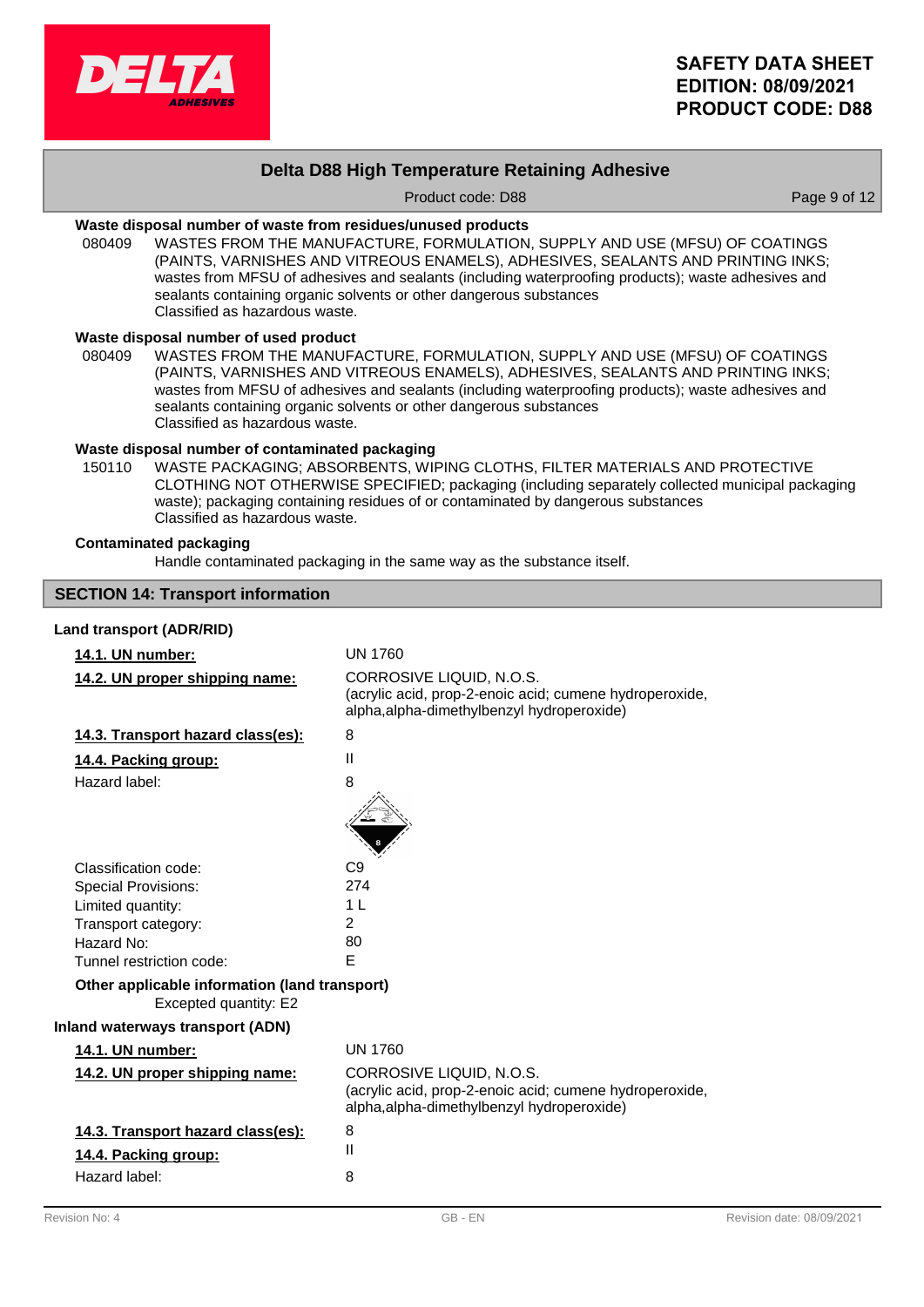**Waste disposal number of waste from residues/unused products**

080409 WASTES FROM THE MANUFACTURE, FORMULATION, SUPPLY AND USE (MFSU) OF COATINGS (PAINTS, VARNISHES AND VITREOUS ENAMELS), ADHESIVES, SEALANTS AND PRINTING INKS; wastes from MFSU of adhesives and sealants (including waterproofing products); waste adhesives and sealants containing organic solvents or other dangerous substances
Classified as hazardous waste.

**Waste disposal number of used product**

080409 WASTES FROM THE MANUFACTURE, FORMULATION, SUPPLY AND USE (MFSU) OF COATINGS (PAINTS, VARNISHES AND VITREOUS ENAMELS), ADHESIVES, SEALANTS AND PRINTING INKS; wastes from MFSU of adhesives and sealants (including waterproofing products); waste adhesives and sealants containing organic solvents or other dangerous substances
Classified as hazardous waste.

**Waste disposal number of contaminated packaging**

150110 WASTE PACKAGING; ABSORBENTS, WIPING CLOTHS, FILTER MATERIALS AND PROTECTIVE CLOTHING NOT OTHERWISE SPECIFIED; packaging (including separately collected municipal packaging waste); packaging containing residues of or contaminated by dangerous substances
Classified as hazardous waste.

**Contaminated packaging**

Handle contaminated packaging in the same way as the substance itself.

## SECTION 14: Transport information

**Land transport (ADR/RID)**

**14.1. UN number:** UN 1760

**14.2. UN proper shipping name:** CORROSIVE LIQUID, N.O.S.
(acrylic acid, prop-2-enoic acid; cumene hydroperoxide, alpha,alpha-dimethylbenzyl hydroperoxide)

**14.3. Transport hazard class(es):** 8

**14.4. Packing group:** II

Hazard label: 8

Classification code: C9
Special Provisions: 274
Limited quantity: 1 L
Transport category: 2
Hazard No: 80
Tunnel restriction code: E

**Other applicable information (land transport)**

Excepted quantity: E2

**Inland waterways transport (ADN)**

**14.1. UN number:** UN 1760

**14.2. UN proper shipping name:** CORROSIVE LIQUID, N.O.S.
(acrylic acid, prop-2-enoic acid; cumene hydroperoxide, alpha,alpha-dimethylbenzyl hydroperoxide)

**14.3. Transport hazard class(es):** 8

**14.4. Packing group:** II

Hazard label: 8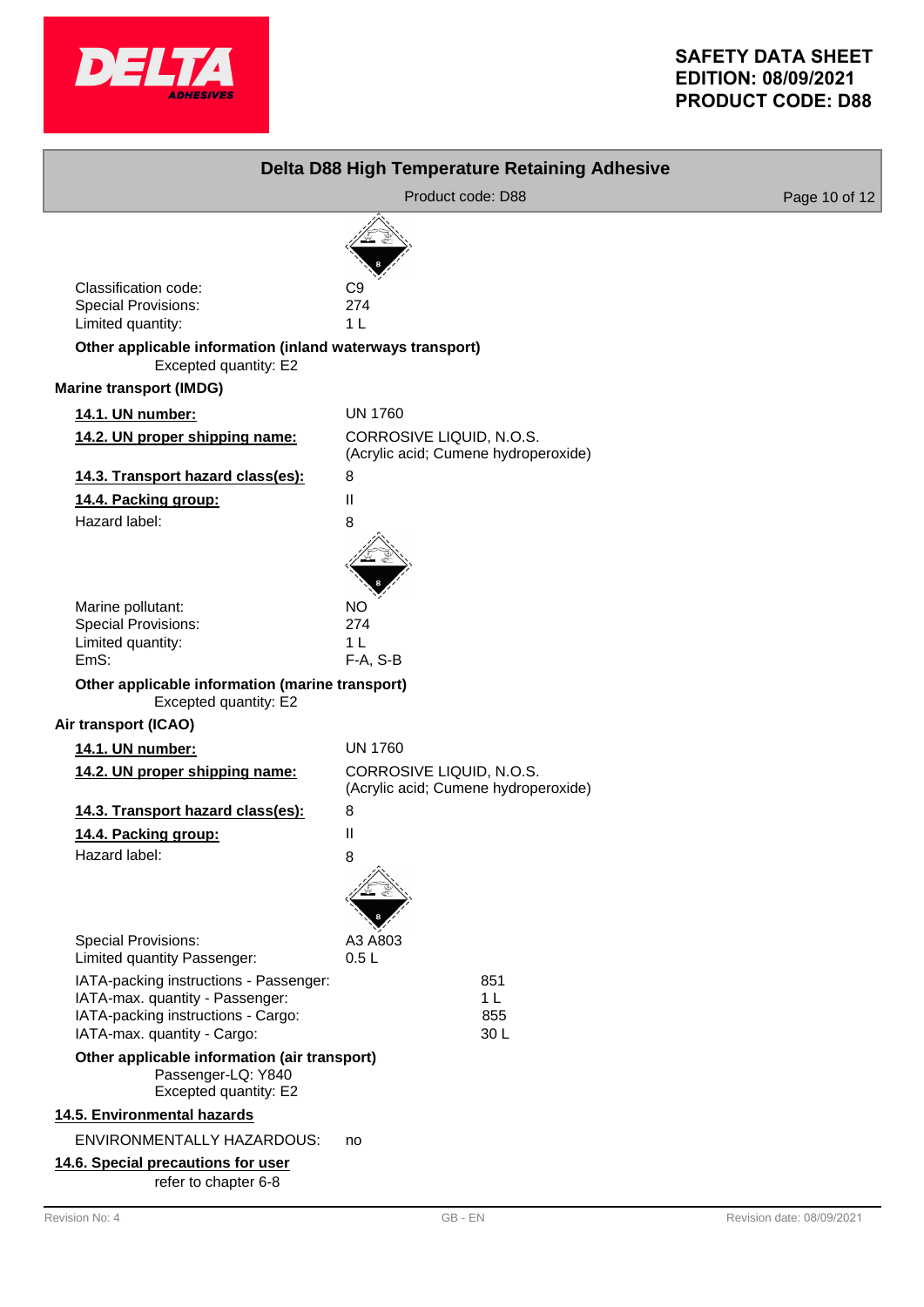# Delta D88 High Temperature Retaining Adhesive

Product code: D88

Classification code: C9
Special Provisions: 274
Limited quantity: 1 L

**Other applicable information (inland waterways transport)**

Excepted quantity: E2

**Marine transport (IMDG)**

**14.1. UN number:** UN 1760

**14.2. UN proper shipping name:** CORROSIVE LIQUID, N.O.S. (Acrylic acid; Cumene hydroperoxide)

**14.3. Transport hazard class(es):** 8

**14.4. Packing group:** II

Hazard label: 8

Marine pollutant: NO
Special Provisions: 274
Limited quantity: 1 L
EmS: F-A, S-B

**Other applicable information (marine transport)**

Excepted quantity: E2

**Air transport (ICAO)**

**14.1. UN number:** UN 1760

**14.2. UN proper shipping name:** CORROSIVE LIQUID, N.O.S. (Acrylic acid; Cumene hydroperoxide)

**14.3. Transport hazard class(es):** 8

**14.4. Packing group:** II

Hazard label: 8

Special Provisions: A3 A803
Limited quantity Passenger: 0.5 L

IATA-packing instructions - Passenger: 851
IATA-max. quantity - Passenger: 1 L
IATA-packing instructions - Cargo: 855
IATA-max. quantity - Cargo: 30 L

**Other applicable information (air transport)**

Passenger-LQ: Y840
Excepted quantity: E2

## 14.5. Environmental hazards

ENVIRONMENTALLY HAZARDOUS: no

## 14.6. Special precautions for user

refer to chapter 6-8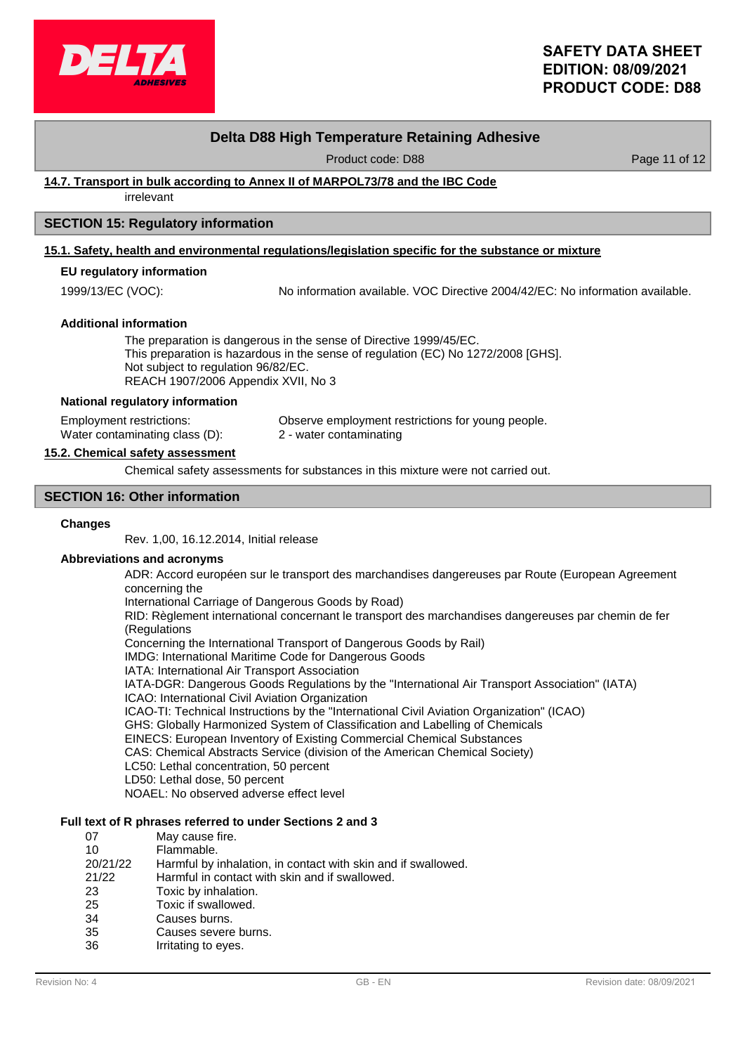### 14.7. Transport in bulk according to Annex II of MARPOL73/78 and the IBC Code

irrelevant

## SECTION 15: Regulatory information

### 15.1. Safety, health and environmental regulations/legislation specific for the substance or mixture

**EU regulatory information**

1999/13/EC (VOC): No information available. VOC Directive 2004/42/EC: No information available.

**Additional information**

The preparation is dangerous in the sense of Directive 1999/45/EC.
This preparation is hazardous in the sense of regulation (EC) No 1272/2008 [GHS].
Not subject to regulation 96/82/EC.
REACH 1907/2006 Appendix XVII, No 3

**National regulatory information**

Employment restrictions: Observe employment restrictions for young people.
Water contaminating class (D): 2 - water contaminating

### 15.2. Chemical safety assessment

Chemical safety assessments for substances in this mixture were not carried out.

## SECTION 16: Other information

**Changes**

Rev. 1,00, 16.12.2014, Initial release

**Abbreviations and acronyms**

ADR: Accord européen sur le transport des marchandises dangereuses par Route (European Agreement concerning the
International Carriage of Dangerous Goods by Road)
RID: Règlement international concernant le transport des marchandises dangereuses par chemin de fer (Regulations
Concerning the International Transport of Dangerous Goods by Rail)
IMDG: International Maritime Code for Dangerous Goods
IATA: International Air Transport Association
IATA-DGR: Dangerous Goods Regulations by the "International Air Transport Association" (IATA)
ICAO: International Civil Aviation Organization
ICAO-TI: Technical Instructions by the "International Civil Aviation Organization" (ICAO)
GHS: Globally Harmonized System of Classification and Labelling of Chemicals
EINECS: European Inventory of Existing Commercial Chemical Substances
CAS: Chemical Abstracts Service (division of the American Chemical Society)
LC50: Lethal concentration, 50 percent
LD50: Lethal dose, 50 percent
NOAEL: No observed adverse effect level

**Full text of R phrases referred to under Sections 2 and 3**

| | |
|---|---|
| 07 | May cause fire. |
| 10 | Flammable. |
| 20/21/22 | Harmful by inhalation, in contact with skin and if swallowed. |
| 21/22 | Harmful in contact with skin and if swallowed. |
| 23 | Toxic by inhalation. |
| 25 | Toxic if swallowed. |
| 34 | Causes burns. |
| 35 | Causes severe burns. |
| 36 | Irritating to eyes. |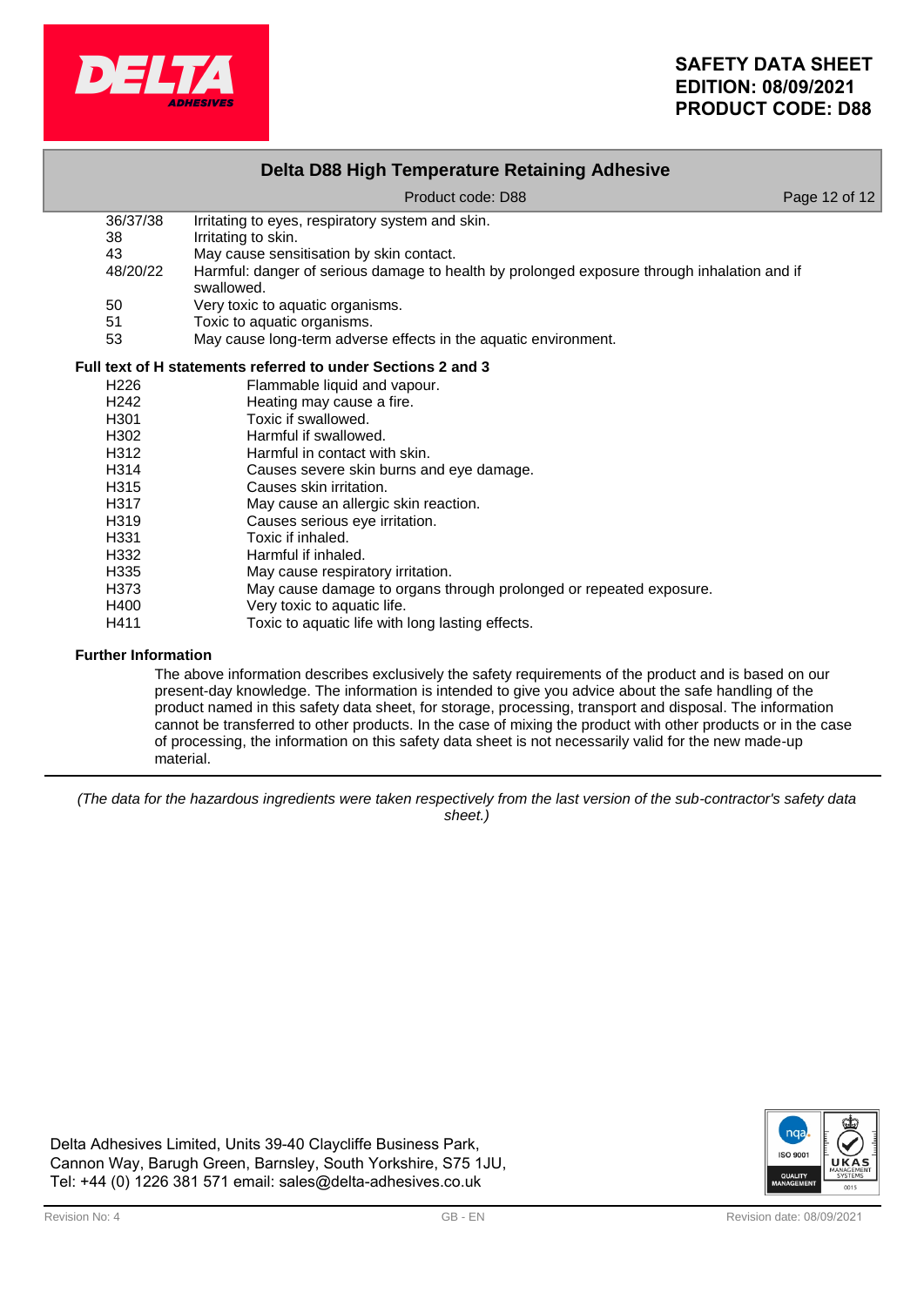| | |
|---|---|
| 36/37/38 | Irritating to eyes, respiratory system and skin. |
| 38 | Irritating to skin. |
| 43 | May cause sensitisation by skin contact. |
| 48/20/22 | Harmful: danger of serious damage to health by prolonged exposure through inhalation and if swallowed. |
| 50 | Very toxic to aquatic organisms. |
| 51 | Toxic to aquatic organisms. |
| 53 | May cause long-term adverse effects in the aquatic environment. |

**Full text of H statements referred to under Sections 2 and 3**

| | |
|---|---|
| H226 | Flammable liquid and vapour. |
| H242 | Heating may cause a fire. |
| H301 | Toxic if swallowed. |
| H302 | Harmful if swallowed. |
| H312 | Harmful in contact with skin. |
| H314 | Causes severe skin burns and eye damage. |
| H315 | Causes skin irritation. |
| H317 | May cause an allergic skin reaction. |
| H319 | Causes serious eye irritation. |
| H331 | Toxic if inhaled. |
| H332 | Harmful if inhaled. |
| H335 | May cause respiratory irritation. |
| H373 | May cause damage to organs through prolonged or repeated exposure. |
| H400 | Very toxic to aquatic life. |
| H411 | Toxic to aquatic life with long lasting effects. |

**Further Information**

The above information describes exclusively the safety requirements of the product and is based on our present-day knowledge. The information is intended to give you advice about the safe handling of the product named in this safety data sheet, for storage, processing, transport and disposal. The information cannot be transferred to other products. In the case of mixing the product with other products or in the case of processing, the information on this safety data sheet is not necessarily valid for the new made-up material.

*(The data for the hazardous ingredients were taken respectively from the last version of the sub-contractor's safety data sheet.)*

Delta Adhesives Limited, Units 39-40 Claycliffe Business Park,
Cannon Way, Barugh Green, Barnsley, South Yorkshire, S75 1JU,
Tel: +44 (0) 1226 381 571 email: sales@delta-adhesives.co.uk